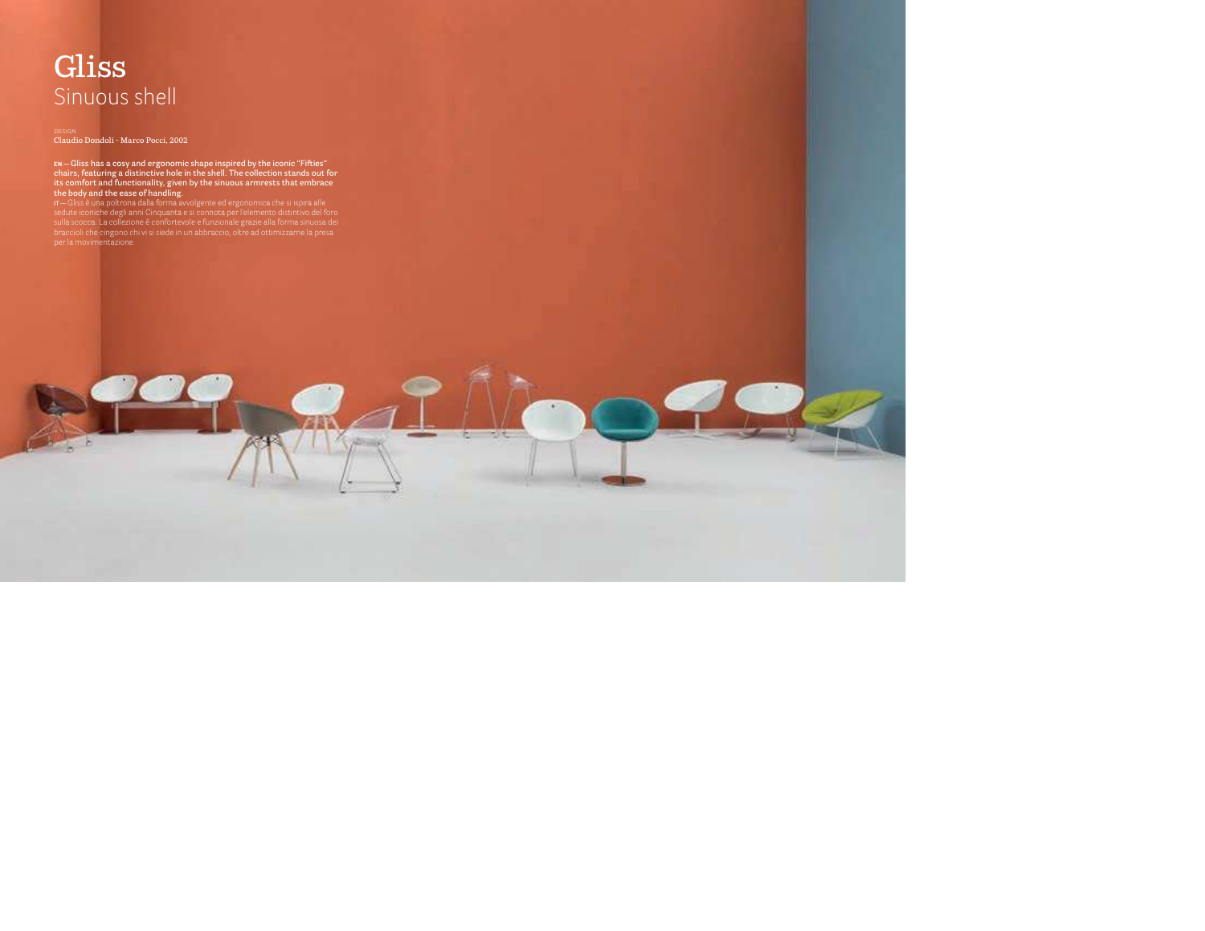# Gliss
## Sinuous shell

DESIGN
Claudio Dondoli - Marco Pocci, 2002

**EN — Gliss has a cosy and ergonomic shape inspired by the iconic "Fifties" chairs, featuring a distinctive hole in the shell. The collection stands out for its comfort and functionality, given by the sinuous armrests that embrace the body and the ease of handling.**

IT — Gliss è una poltrona dalla forma avvolgente ed ergonomica che si ispira alle sedute iconiche degli anni Cinquanta e si connota per l'elemento distintivo del foro sulla scocca. La collezione è confortevole e funzionale grazie alla forma sinuosa dei braccioli che cingono chi vi si siede in un abbraccio, oltre ad ottimizzarne la presa per la movimentazione.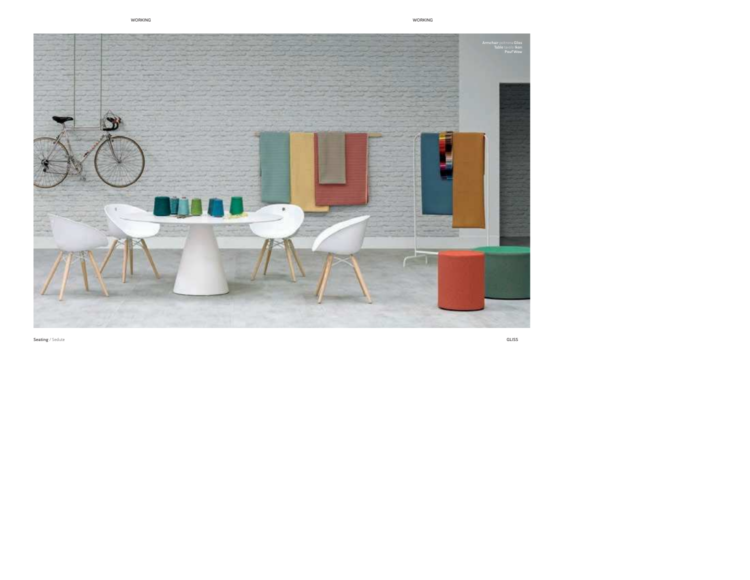Armchair poltrona Gliss
Table tavolo Ikon
Pouf Wow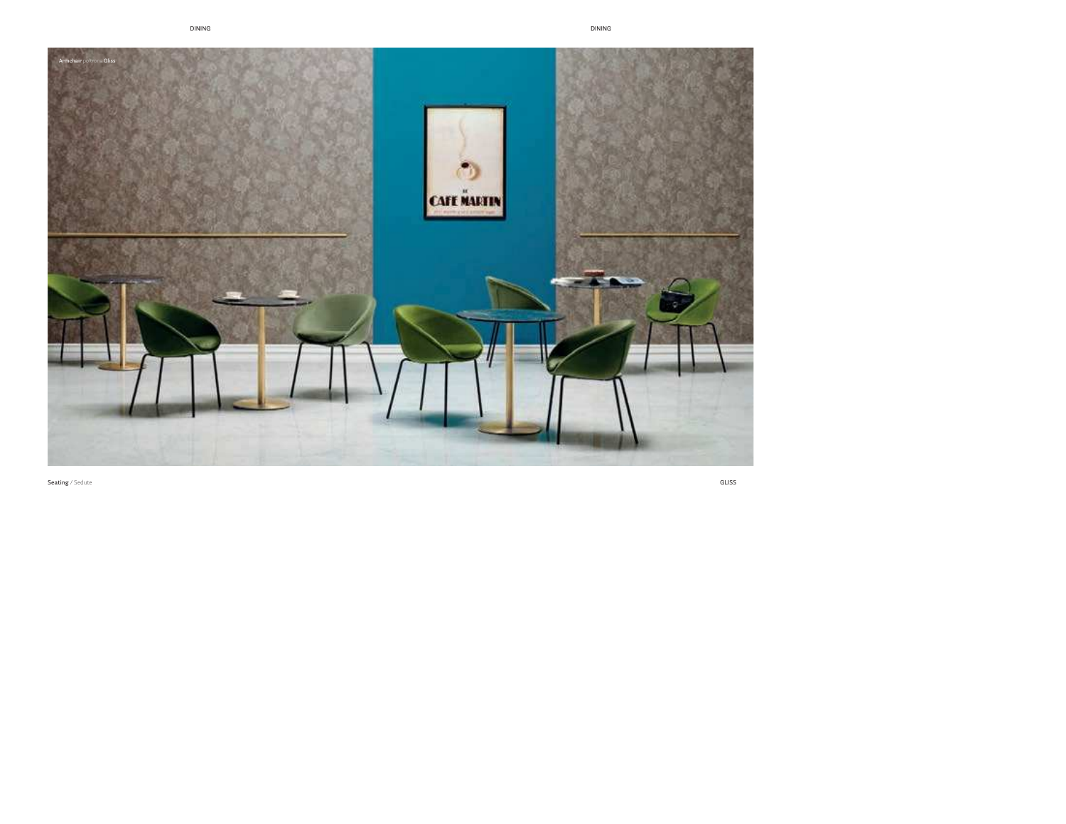Armchair poltrona Gliss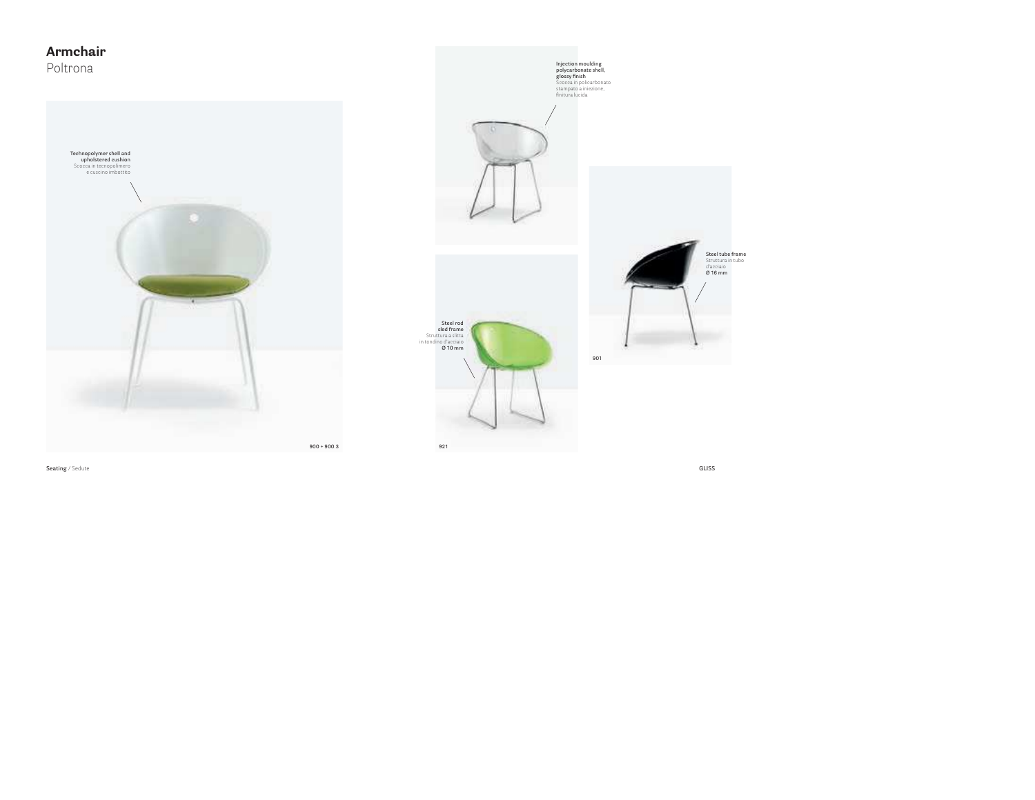# Armchair

Poltrona

**Technopolymer shell and upholstered cushion**
Scocca in tecnopolimero e cuscino imbottito

900 + 900.3

**Injection moulding polycarbonate shell, glossy finish**
Scocca in policarbonato stampato a iniezione, finitura lucida

**Steel rod sled frame**
Struttura a slitta in tondino d'acciaio
**Ø 10 mm**

921

**Steel tube frame**
Struttura in tubo d'acciaio
**Ø 16 mm**

901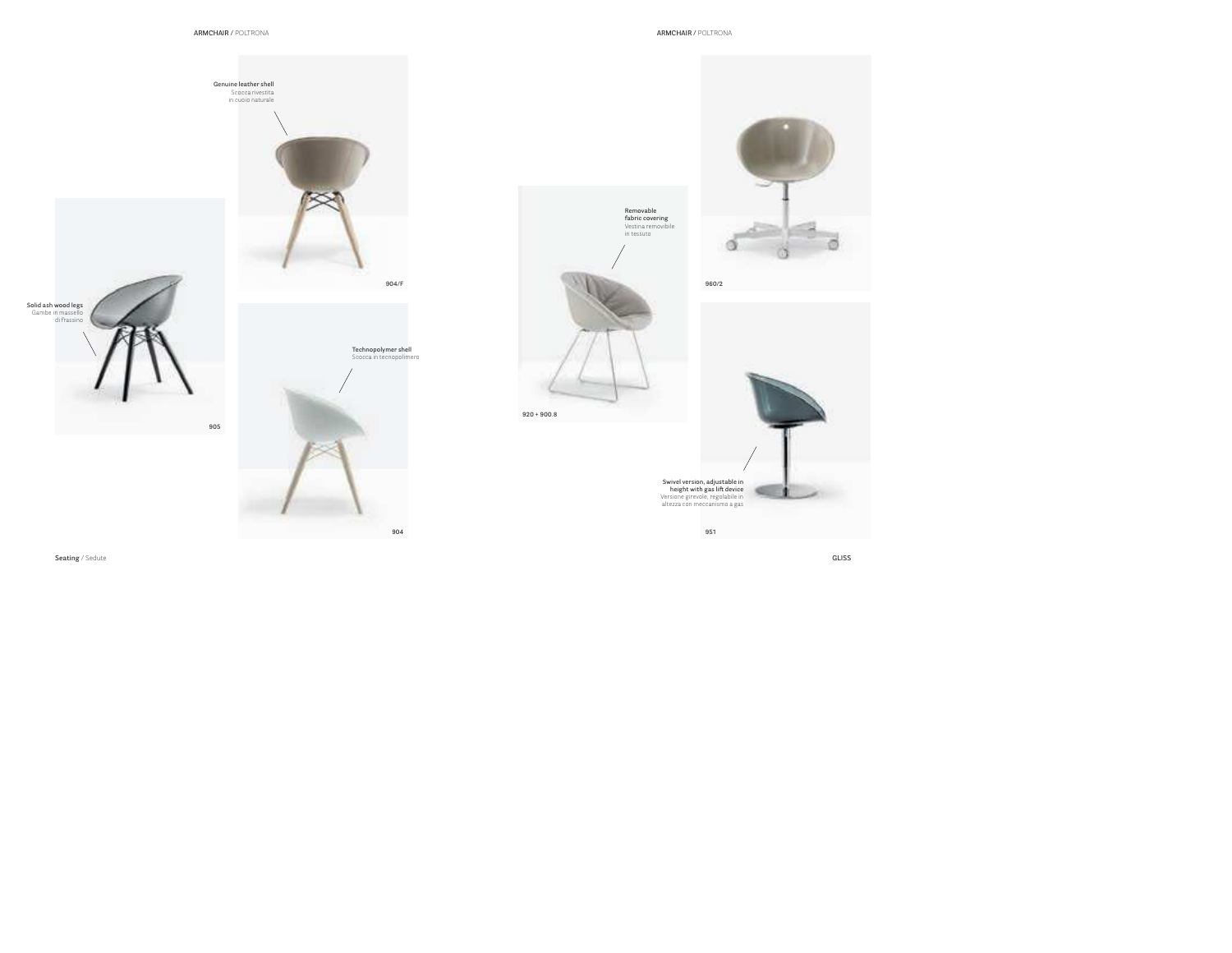ARMCHAIR / POLTRONA

Genuine leather shell
Scocca rivestita in cuoio naturale

904/F

Solid ash wood legs
Gambe in massello di frassino

905

Technopolymer shell
Scocca in tecnopolimero

904

ARMCHAIR / POLTRONA

Removable fabric covering
Vestina removibile in tessuto

920 + 900.8

960/2

Swivel version, adjustable in height with gas lift device
Versione girevole, regolabile in altezza con meccanismo a gas

951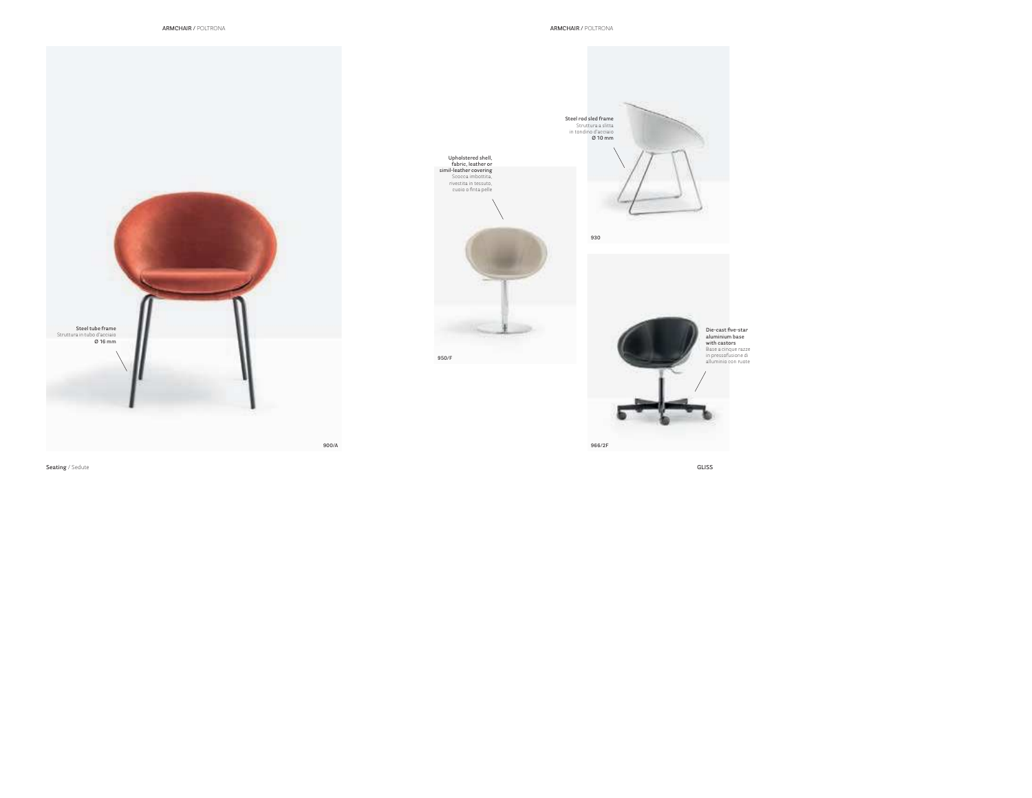ARMCHAIR / POLTRONA

Steel tube frame
Struttura in tubo d'acciaio
Ø 16 mm

900/A

Seating / Sedute

ARMCHAIR / POLTRONA

Upholstered shell, fabric, leather or simil-leather covering
Scocca imbottita, rivestita in tessuto, cuoio o finta pelle

950/F

Steel rod sled frame
Struttura a slitta in tondino d'acciaio
Ø 10 mm

930

Die-cast five-star aluminium base with castors
Base a cinque razze in pressofusione di alluminio con ruote

966/2F

GLISS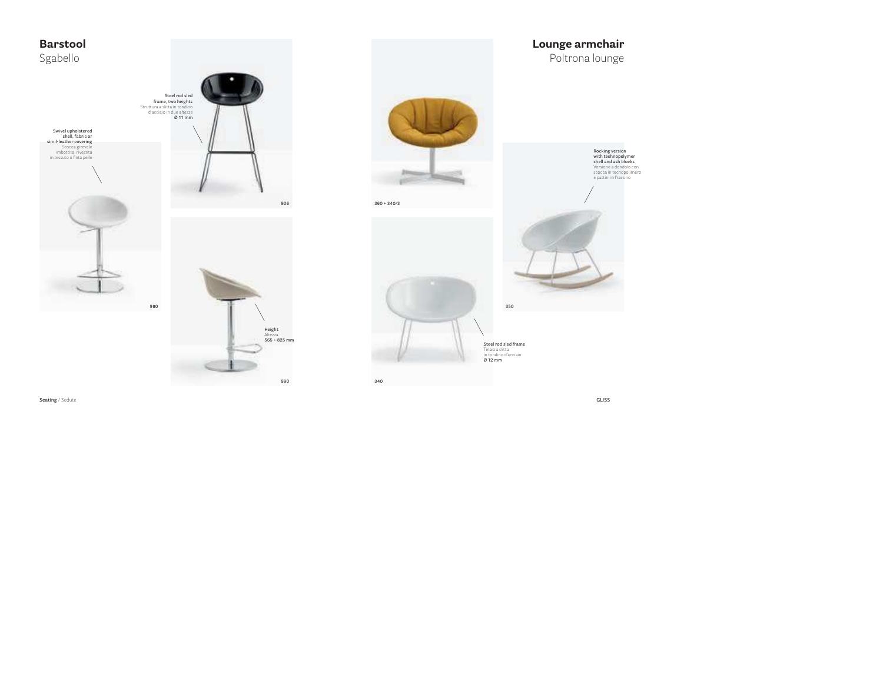## Barstool
Sgabello

Steel rod sled frame, two heights
Struttura a slitta in tondino d'acciaio in due altezze
Ø 11 mm

Swivel upholstered shell, fabric or simil-leather covering
Scocca girevole imbottita, rivestita in tessuto o finta pelle

906

980

Height
Altezza
565 ÷ 825 mm

990

360 + 340/3

## Lounge armchair
Poltrona lounge

Rocking version with technopolymer shell and ash blocks
Versione a dondolo con scocca in tecnopolimero e pattini in frassino

350

Steel rod sled frame
Telaio a slitta in tondino d'acciaio
Ø 12 mm

340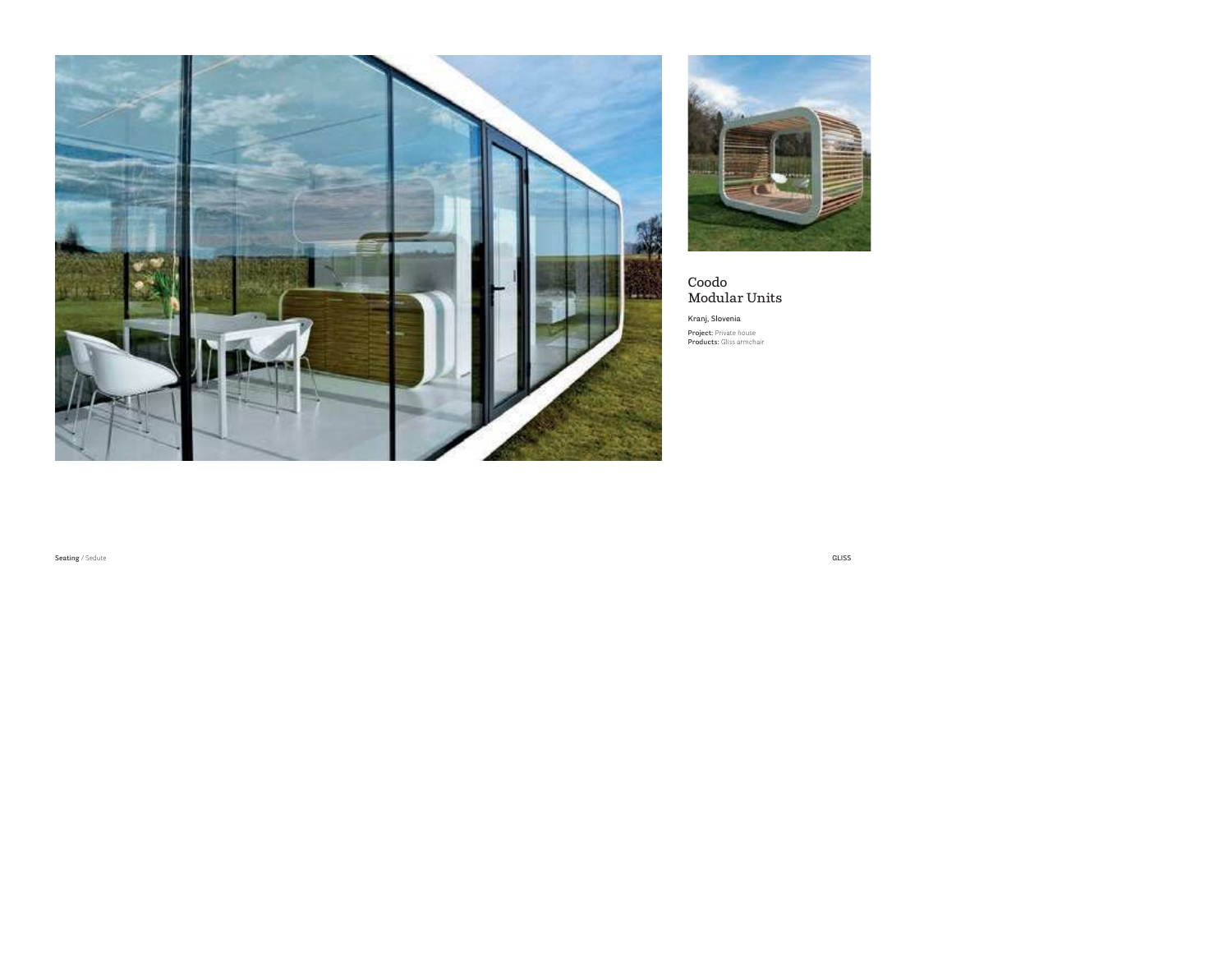## Coodo Modular Units

Kranj, Slovenia

**Project:** Private house
**Products:** Gliss armchair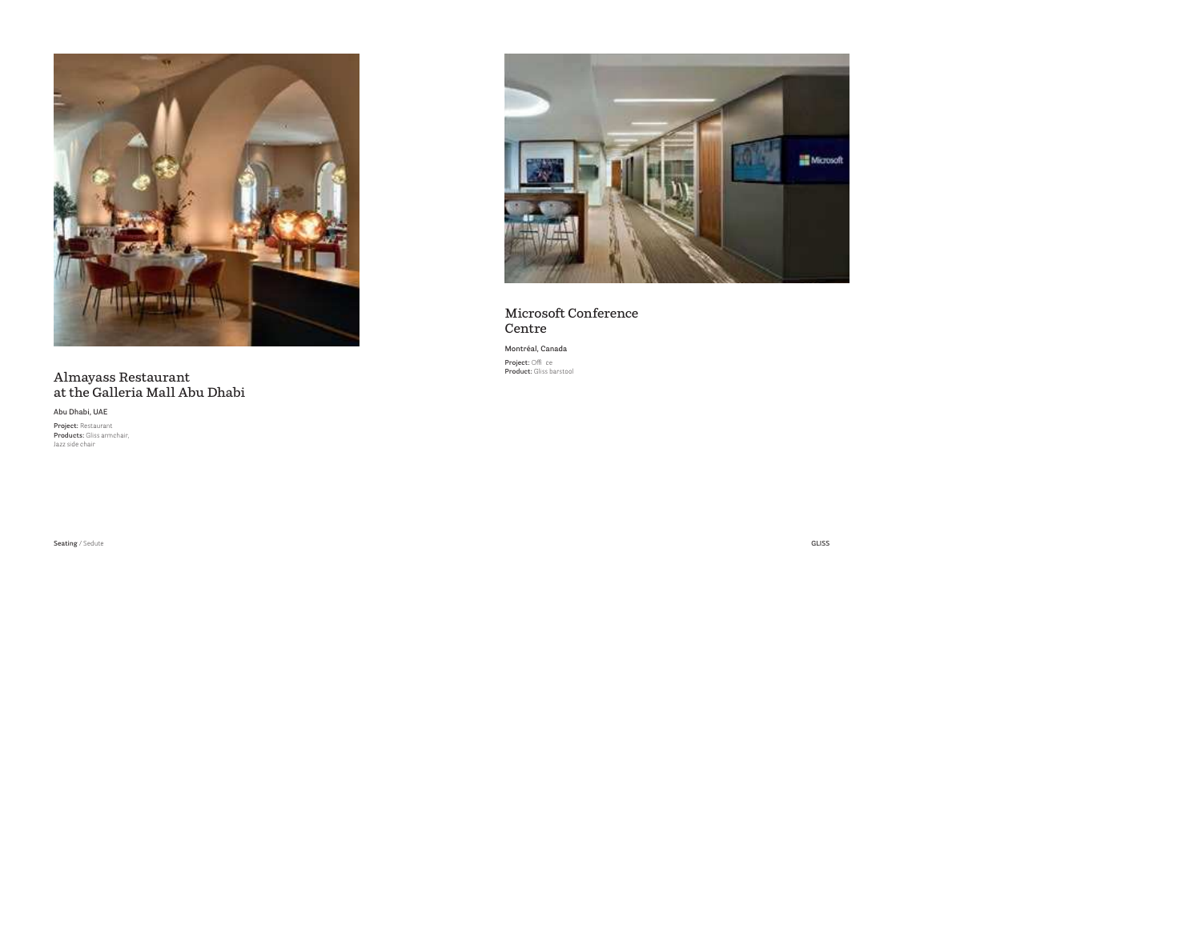## Almayass Restaurant at the Galleria Mall Abu Dhabi

Abu Dhabi, UAE

**Project:** Restaurant
**Products:** Gliss armchair, Jazz side chair

## Microsoft Conference Centre

Montréal, Canada

**Project:** Offi ce
**Product:** Gliss barstool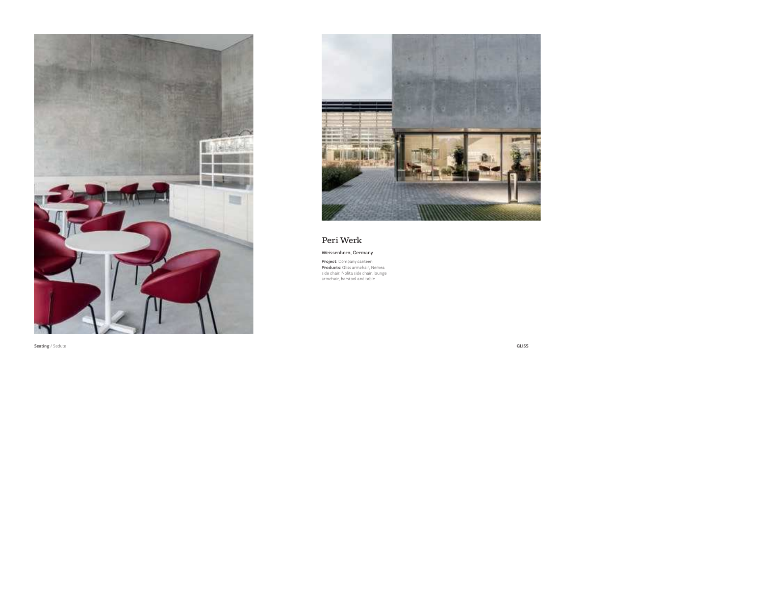## Peri Werk

Weissenhorn, Germany

**Project:** Company canteen
**Products:** Gliss armchair, Nemea side chair, Nolita side chair, lounge armchair, barstool and table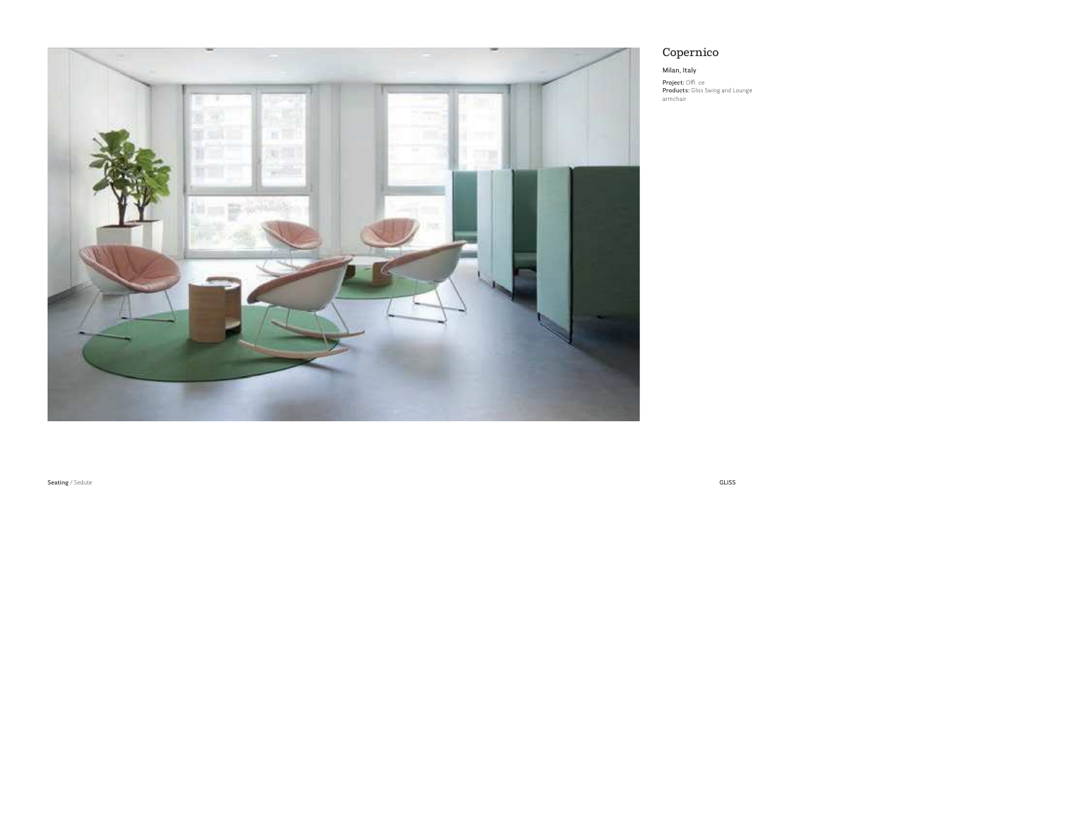## Copernico

Milan, Italy

**Project:** Offi ce
**Products:** Gliss Swing and Lounge armchair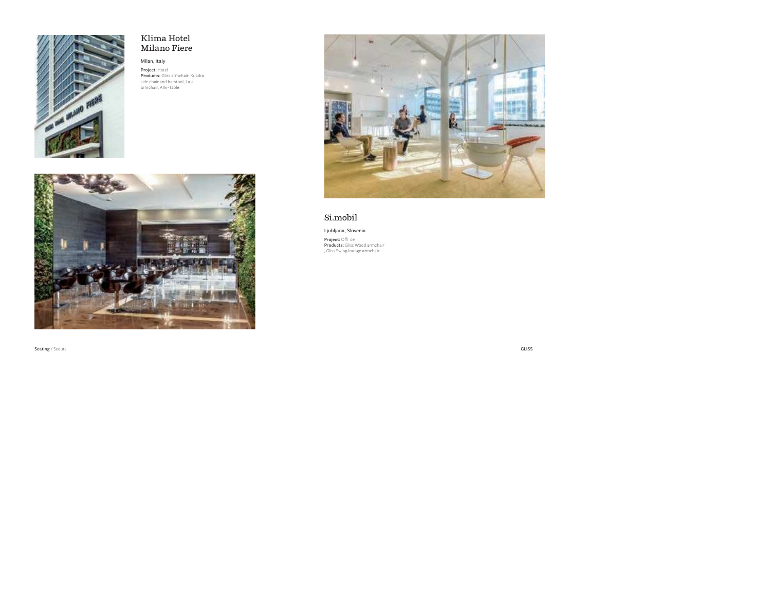## Klima Hotel Milano Fiere

Milan, Italy

**Project:** Hotel
**Products:** Gliss armchair, Kuadra side chair and barstool, Laja armchair, Arki-Table

## Si.mobil

Ljubljana, Slovenia

**Project:** Offi ce
**Products:** Gliss Wood armchair , Gliss Swing lounge armchair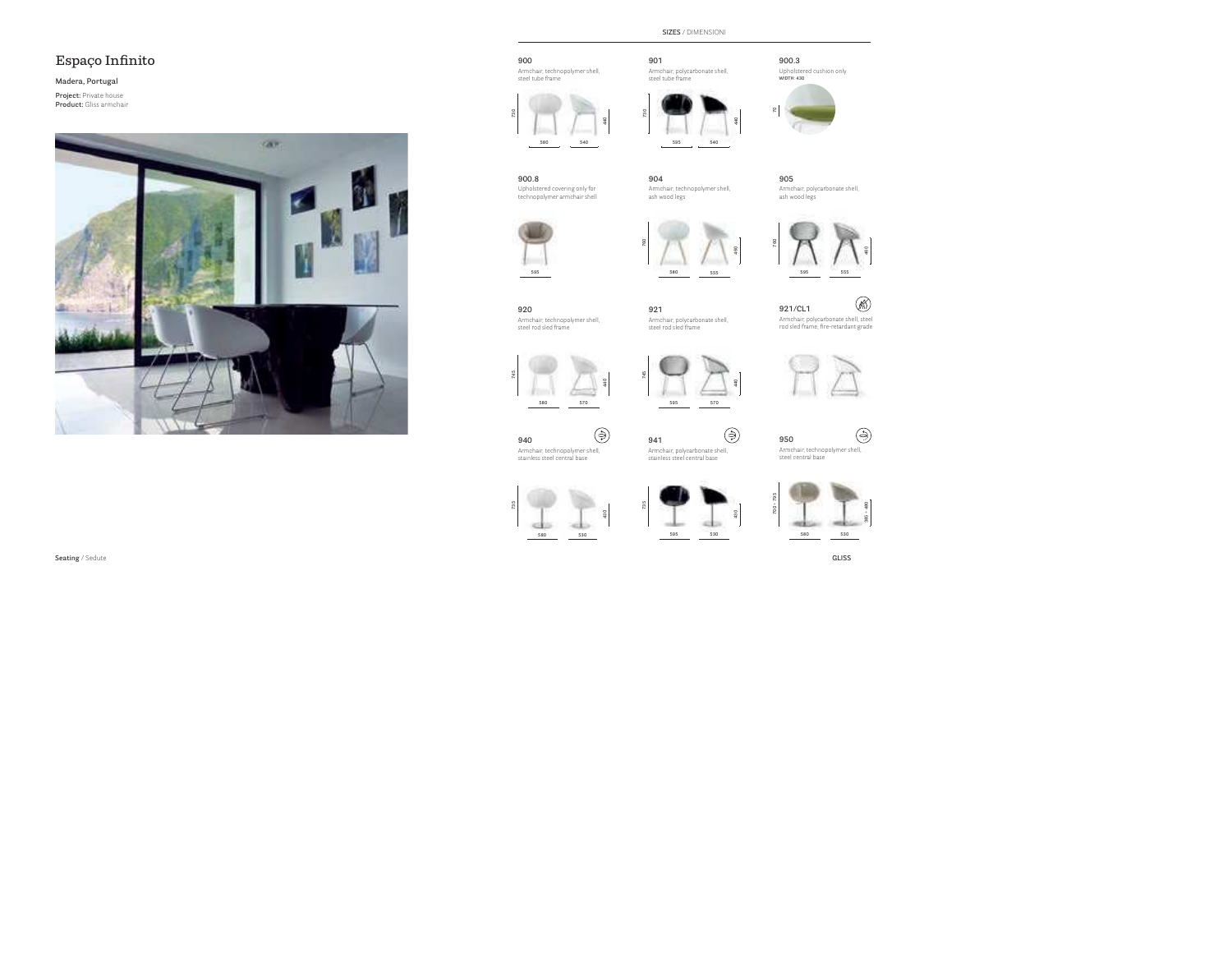# Espaço Infinito

Madera, Portugal

**Project:** Private house
**Product:** Gliss armchair

## SIZES / DIMENSIONI

**900**
Armchair, technopolymer shell, steel tube frame

730 · 580 · 540 · 440

**901**
Armchair, polycarbonate shell, steel tube frame

730 · 595 · 540 · 440

**900.3**
Upholstered cushion only
WIDTH: 430

70

**900.8**
Upholstered covering only for technopolymer armchair shell

595

**904**
Armchair, technopolymer shell, ash wood legs

780 · 580 · 555 · 460

**905**
Armchair, polycarbonate shell, ash wood legs

780 · 595 · 555 · 460

**920**
Armchair, technopolymer shell, steel rod sled frame

745 · 580 · 570 · 440

**921**
Armchair, polycarbonate shell, steel rod sled frame

745 · 595 · 570 · 440

**921/CL1**
Armchair, polycarbonate shell, steel rod sled frame, fire-retardant grade

**940**
Armchair, technopolymer shell, stainless steel central base

735 · 580 · 530 · 410

**941**
Armchair, polycarbonate shell, stainless steel central base

735 · 595 · 530 · 410

**950**
Armchair, technopolymer shell, steel central base

700 - 795 · 580 · 530 · 385 - 480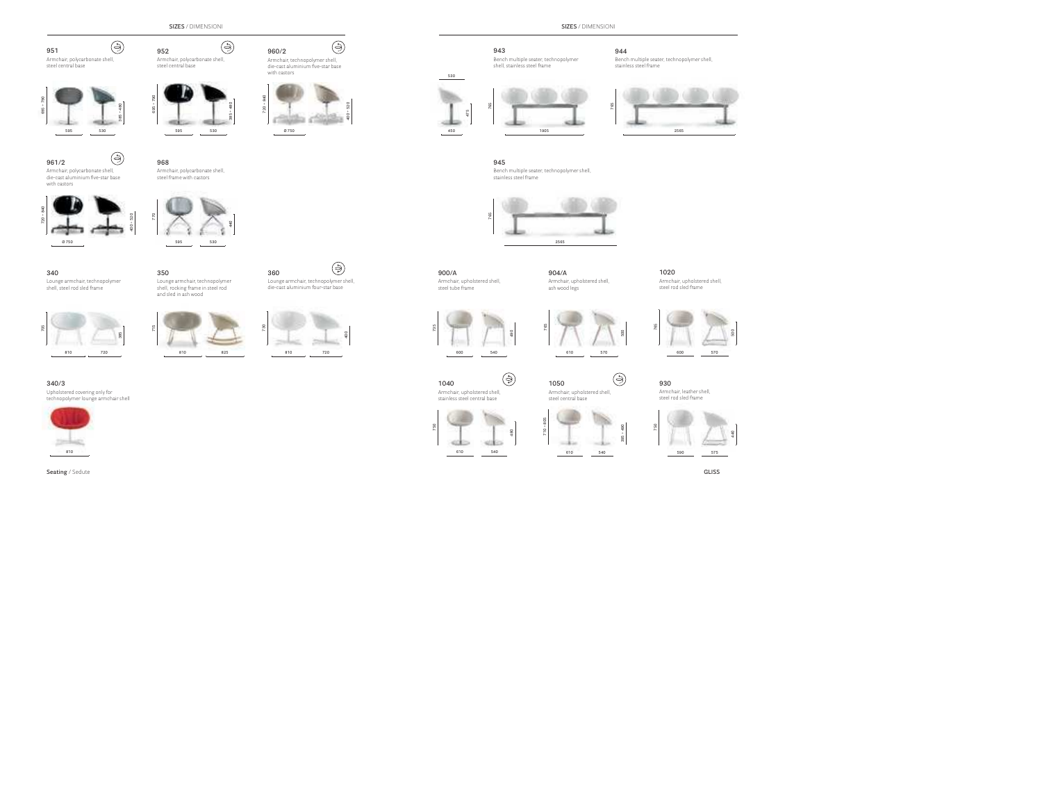## SIZES / DIMENSIONI

### 951
Armchair, polycarbonate shell, steel central base

665 ÷ 790 — 385 ÷ 480 — 595 — 530

### 952
Armchair, polycarbonate shell, steel central base

695 ÷ 790 — 385 ÷ 480 — 595 — 530

### 960/2
Armchair, technopolymer shell, die-cast aluminium five-star base with castors

730 ÷ 840 — 400 ÷ 520 — Ø 750

### 961/2
Armchair, polycarbonate shell, die-cast aluminium five-star base with castors

720 ÷ 840 — 400 ÷ 520 — Ø 750

### 968
Armchair, polycarbonate shell, steel frame with castors

770 — 440 — 595 — 530

### 340
Lounge armchair, technopolymer shell, steel rod sled frame

765 — 395 — 810 — 720

### 350
Lounge armchair, technopolymer shell, rocking frame in steel rod and sled in ash wood

775 — 810 — 825

### 360
Lounge armchair, technopolymer shell, die-cast aluminium four-star base

730 — 402 — 810 — 720

### 340/3
Upholstered covering only for technopolymer lounge armchair shell

810

Seating / Sedute

## SIZES / DIMENSIONI

530 — 475 — 450

### 943
Bench multiple seater, technopolymer shell, stainless steel frame

765 — 1905

### 944
Bench multiple seater, technopolymer shell, stainless steel frame

765 — 2565

### 945
Bench multiple seater, technopolymer shell, stainless steel frame

765 — 2565

### 900/A
Armchair, upholstered shell, steel tube frame

735 — 490 — 600 — 540

### 904/A
Armchair, upholstered shell, ash wood legs

765 — 500 — 610 — 570

### 1020
Armchair, upholstered shell, steel rod sled frame

765 — 500 — 600 — 570

### 1040
Armchair, upholstered shell, stainless steel central base

750 — 480 — 610 — 540

### 1050
Armchair, upholstered shell, steel central base

710 ÷ 835 — 395 ÷ 490 — 610 — 540

### 930
Armchair, leather shell, steel rod sled frame

750 — 440 — 590 — 575

GLISS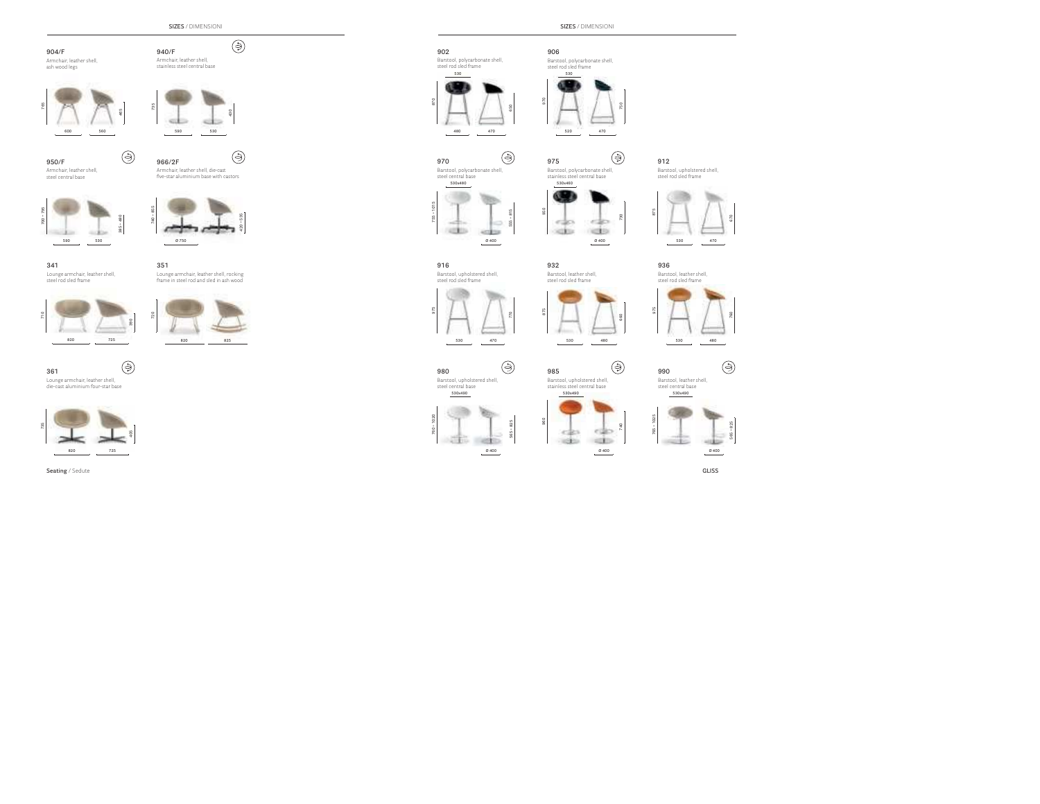## SIZES / DIMENSIONI

**904/F**
Armchair, leather shell, ash wood legs

765 · 465 · 600 · 560

**940/F**
Armchair, leather shell, stainless steel central base

735 · 430 · 590 · 530

**950/F**
Armchair, leather shell, steel central base

700 ÷ 795 · 385 ÷ 480 · 590 · 530

**966/2F**
Armchair, leather shell, die-cast five-star aluminium base with castors

740 ÷ 855 · 420 ÷ 535 · Ø 750

**341**
Lounge armchair, leather shell, steel rod sled frame

710 · 390 · 820 · 735

**351**
Lounge armchair, leather shell, rocking frame in steel rod and sled in ash wood

720 · 820 · 825

**361**
Lounge armchair, leather shell, die-cast aluminium four-star base

735 · 405 · 820 · 735

## SIZES / DIMENSIONI

**902**
Barstool, polycarbonate shell, steel rod sled frame

530 · 870 · 650 · 480 · 470

**906**
Barstool, polycarbonate shell, steel rod sled frame

530 · 970 · 750 · 520 · 470

**970**
Barstool, polycarbonate shell, steel central base

530x480 · 795 ÷ 1015 · 595 ÷ 815 · Ø 400

**975**
Barstool, polycarbonate shell, stainless steel central base

530x480 · 950 · 730 · Ø 400

**912**
Barstool, upholstered shell, steel rod sled frame

875 · 670 · 530 · 470

**916**
Barstool, upholstered shell, steel rod sled frame

975 · 770 · 530 · 470

**932**
Barstool, leather shell, steel rod sled frame

875 · 660 · 530 · 480

**936**
Barstool, leather shell, steel rod sled frame

975 · 760 · 530 · 480

**980**
Barstool, upholstered shell, steel central base

530x490 · 780 ÷ 1020 · 565 ÷ 825 · Ø 400

**985**
Barstool, upholstered shell, stainless steel central base

530x490 · 960 · 740 · Ø 400

**990**
Barstool, leather shell, steel central base

530x490 · 785 ÷ 1025 · 565 ÷ 825 · Ø 400

**Seating** / Sedute

GLISS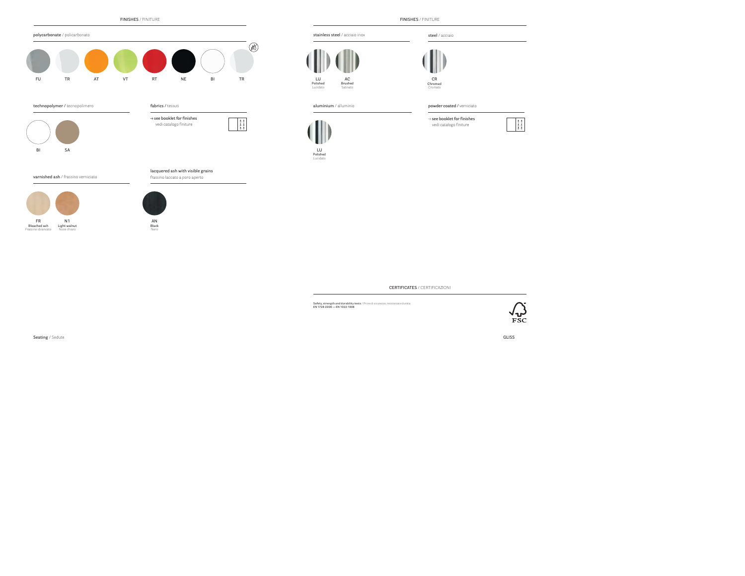## FINISHES / FINITURE

### polycarbonate / policarbonato

FU TR AT VT RT NE BI TR

### technopolymer / tecnopolimero

BI SA

### fabrics / tessuti

→ see booklet for finishes
vedi catalogo finiture

### varnished ash / frassino verniciato

FR
Bleached ash
Frassino sbiancato

N1
Light walnut
Noce chiaro

### lacquered ash with visible grains
frassino laccato a poro aperto

AN
Black
Nero

## FINISHES / FINITURE

### stainless steel / acciaio inox

LU
Polished
Lucidato

AC
Brushed
Satinato

### steel / acciaio

CR
Chromed
Cromato

### aluminium / alluminio

LU
Polished
Lucidato

### powder coated / verniciato

→ see booklet for finishes
vedi catalogo finiture

## CERTIFICATES / CERTIFICAZIONI

**Safety, strength and durability tests** / Prove di sicurezza, resistenza e durata
EN 1728:2000 — EN 1022:1998

FSC